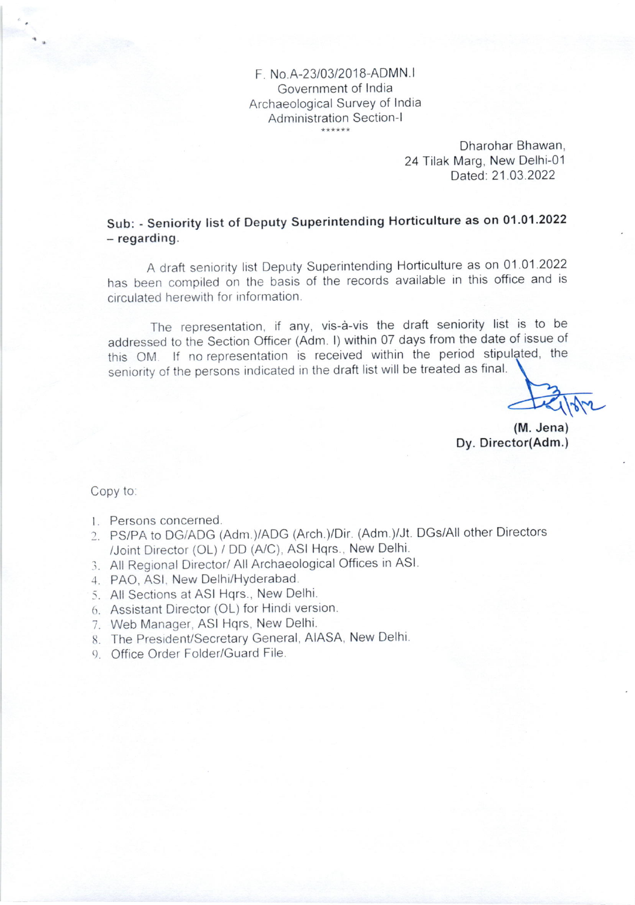F. No.A-23/03/2018-ADMN.I
Government of India
Archaeological Survey of India
Administration Section-I
\*\*\*\*\*\*

Dharohar Bhawan,
24 Tilak Marg, New Delhi-01
Dated: 21.03.2022

**Sub: - Seniority list of Deputy Superintending Horticulture as on 01.01.2022 – regarding.**

A draft seniority list Deputy Superintending Horticulture as on 01.01.2022 has been compiled on the basis of the records available in this office and is circulated herewith for information.

The representation, if any, vis-à-vis the draft seniority list is to be addressed to the Section Officer (Adm. I) within 07 days from the date of issue of this OM. If no representation is received within the period stipulated, the seniority of the persons indicated in the draft list will be treated as final.

**(M. Jena)**
**Dy. Director(Adm.)**

Copy to:

1. Persons concerned.
2. PS/PA to DG/ADG (Adm.)/ADG (Arch.)/Dir. (Adm.)/Jt. DGs/All other Directors /Joint Director (OL) / DD (A/C), ASI Hqrs., New Delhi.
3. All Regional Director/ All Archaeological Offices in ASI.
4. PAO, ASI, New Delhi/Hyderabad.
5. All Sections at ASI Hqrs., New Delhi.
6. Assistant Director (OL) for Hindi version.
7. Web Manager, ASI Hqrs, New Delhi.
8. The President/Secretary General, AIASA, New Delhi.
9. Office Order Folder/Guard File.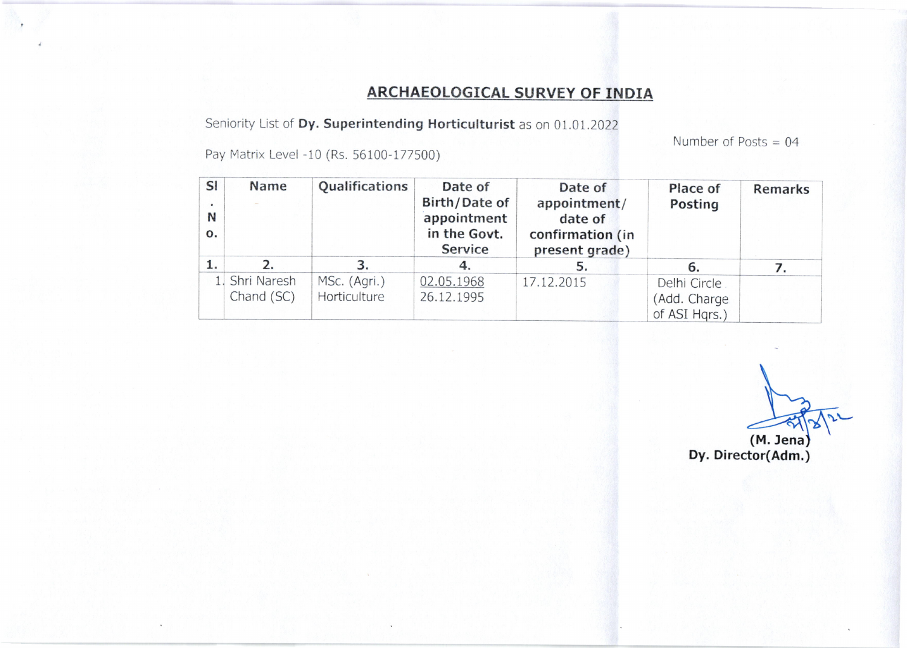## ARCHAEOLOGICAL SURVEY OF INDIA

Seniority List of **Dy. Superintending Horticulturist** as on 01.01.2022

Number of Posts = 04

Pay Matrix Level -10 (Rs. 56100-177500)

| Sl. No. | Name | Qualifications | Date of Birth/Date of appointment in the Govt. Service | Date of appointment/ date of confirmation (in present grade) | Place of Posting | Remarks |
|---|---|---|---|---|---|---|
| 1. | 2. | 3. | 4. | 5. | 6. | 7. |
| 1. | Shri Naresh Chand (SC) | MSc. (Agri.) Horticulture | 02.05.1968<br>26.12.1995 | 17.12.2015 | Delhi Circle (Add. Charge of ASI Hqrs.) | |

**(M. Jena)**
**Dy. Director(Adm.)**